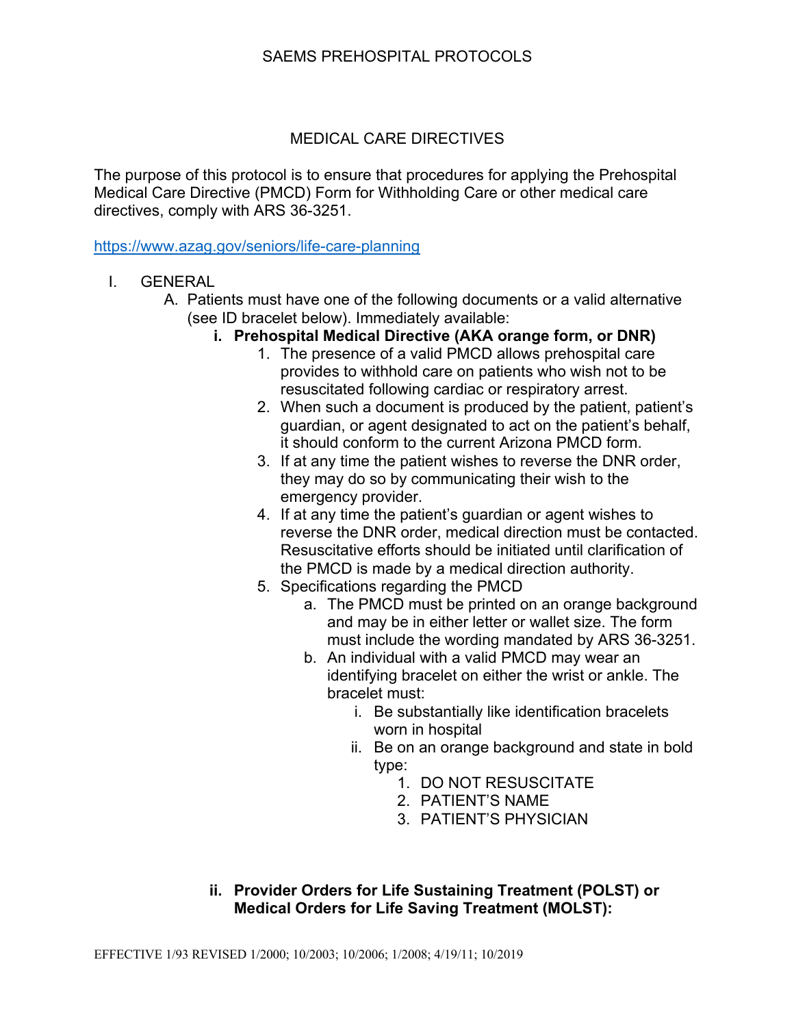SAEMS PREHOSPITAL PROTOCOLS

# MEDICAL CARE DIRECTIVES

The purpose of this protocol is to ensure that procedures for applying the Prehospital Medical Care Directive (PMCD) Form for Withholding Care or other medical care directives, comply with ARS 36-3251.

https://www.azag.gov/seniors/life-care-planning

I. GENERAL

   A. Patients must have one of the following documents or a valid alternative (see ID bracelet below). Immediately available:

      **i. Prehospital Medical Directive (AKA orange form, or DNR)**

         1. The presence of a valid PMCD allows prehospital care provides to withhold care on patients who wish not to be resuscitated following cardiac or respiratory arrest.
         2. When such a document is produced by the patient, patient's guardian, or agent designated to act on the patient's behalf, it should conform to the current Arizona PMCD form.
         3. If at any time the patient wishes to reverse the DNR order, they may do so by communicating their wish to the emergency provider.
         4. If at any time the patient's guardian or agent wishes to reverse the DNR order, medical direction must be contacted. Resuscitative efforts should be initiated until clarification of the PMCD is made by a medical direction authority.
         5. Specifications regarding the PMCD
            a. The PMCD must be printed on an orange background and may be in either letter or wallet size. The form must include the wording mandated by ARS 36-3251.
            b. An individual with a valid PMCD may wear an identifying bracelet on either the wrist or ankle. The bracelet must:
               i. Be substantially like identification bracelets worn in hospital
               ii. Be on an orange background and state in bold type:
                  1. DO NOT RESUSCITATE
                  2. PATIENT'S NAME
                  3. PATIENT'S PHYSICIAN

      **ii. Provider Orders for Life Sustaining Treatment (POLST) or Medical Orders for Life Saving Treatment (MOLST):**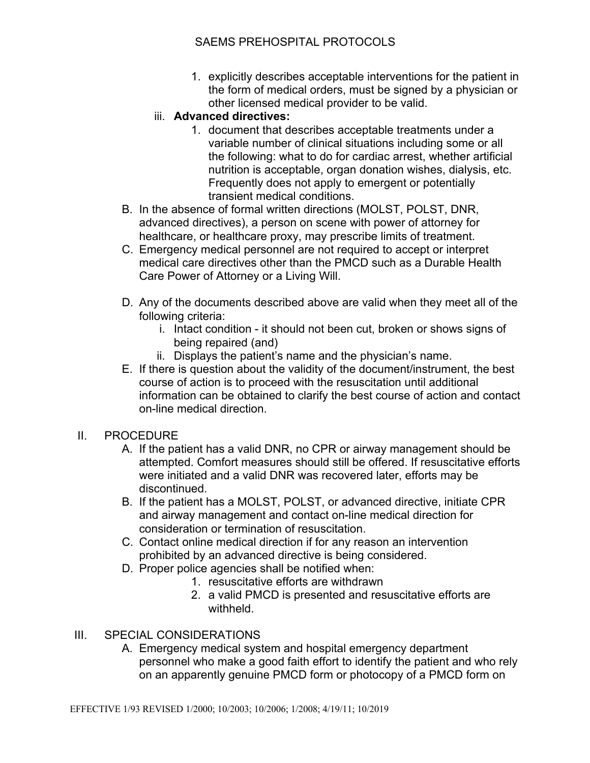1. explicitly describes acceptable interventions for the patient in the form of medical orders, must be signed by a physician or other licensed medical provider to be valid.

iii. **Advanced directives:**

1. document that describes acceptable treatments under a variable number of clinical situations including some or all the following: what to do for cardiac arrest, whether artificial nutrition is acceptable, organ donation wishes, dialysis, etc. Frequently does not apply to emergent or potentially transient medical conditions.

B. In the absence of formal written directions (MOLST, POLST, DNR, advanced directives), a person on scene with power of attorney for healthcare, or healthcare proxy, may prescribe limits of treatment.

C. Emergency medical personnel are not required to accept or interpret medical care directives other than the PMCD such as a Durable Health Care Power of Attorney or a Living Will.

D. Any of the documents described above are valid when they meet all of the following criteria:

   i. Intact condition - it should not been cut, broken or shows signs of being repaired (and)

   ii. Displays the patient's name and the physician's name.

E. If there is question about the validity of the document/instrument, the best course of action is to proceed with the resuscitation until additional information can be obtained to clarify the best course of action and contact on-line medical direction.

## II. PROCEDURE

A. If the patient has a valid DNR, no CPR or airway management should be attempted. Comfort measures should still be offered. If resuscitative efforts were initiated and a valid DNR was recovered later, efforts may be discontinued.

B. If the patient has a MOLST, POLST, or advanced directive, initiate CPR and airway management and contact on-line medical direction for consideration or termination of resuscitation.

C. Contact online medical direction if for any reason an intervention prohibited by an advanced directive is being considered.

D. Proper police agencies shall be notified when:

   1. resuscitative efforts are withdrawn
   2. a valid PMCD is presented and resuscitative efforts are withheld.

## III. SPECIAL CONSIDERATIONS

A. Emergency medical system and hospital emergency department personnel who make a good faith effort to identify the patient and who rely on an apparently genuine PMCD form or photocopy of a PMCD form on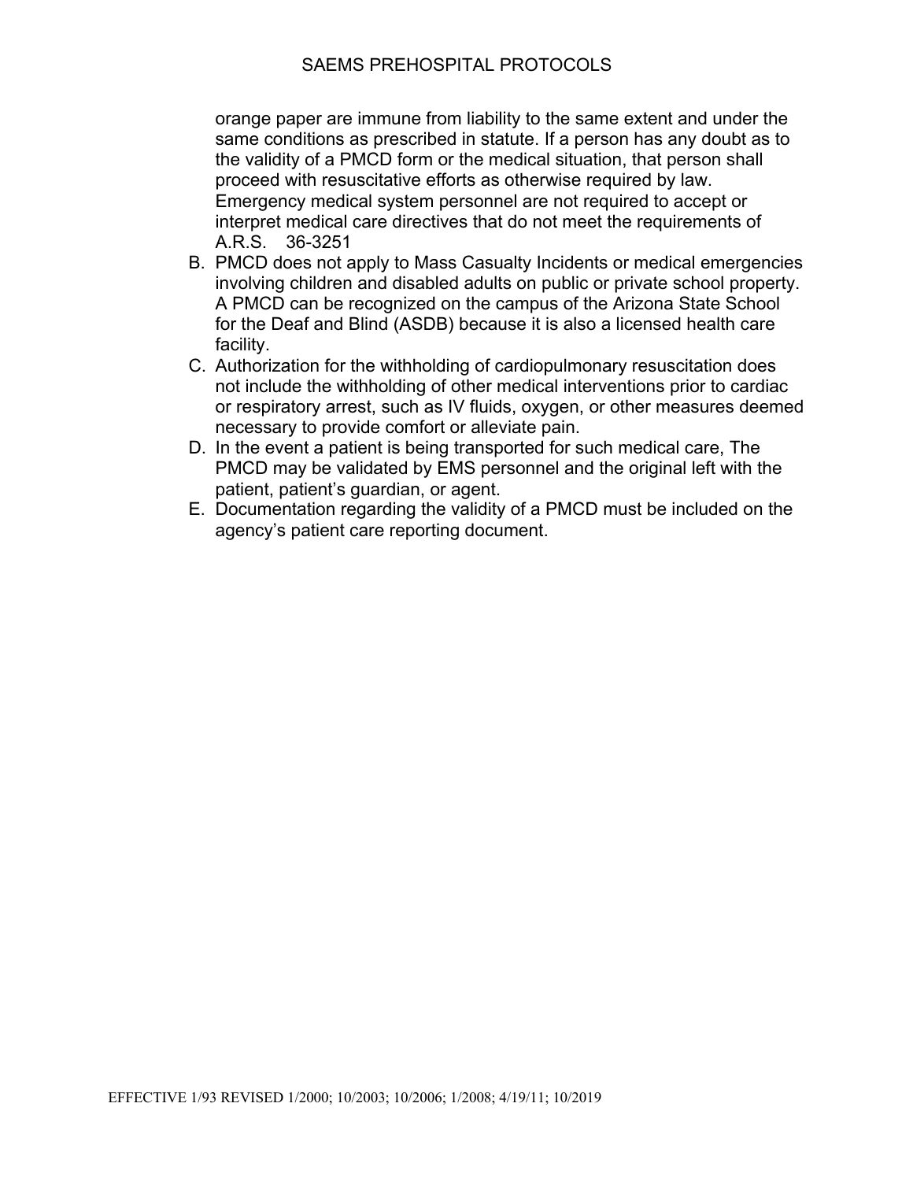orange paper are immune from liability to the same extent and under the same conditions as prescribed in statute. If a person has any doubt as to the validity of a PMCD form or the medical situation, that person shall proceed with resuscitative efforts as otherwise required by law. Emergency medical system personnel are not required to accept or interpret medical care directives that do not meet the requirements of A.R.S. 36-3251

B. PMCD does not apply to Mass Casualty Incidents or medical emergencies involving children and disabled adults on public or private school property. A PMCD can be recognized on the campus of the Arizona State School for the Deaf and Blind (ASDB) because it is also a licensed health care facility.
C. Authorization for the withholding of cardiopulmonary resuscitation does not include the withholding of other medical interventions prior to cardiac or respiratory arrest, such as IV fluids, oxygen, or other measures deemed necessary to provide comfort or alleviate pain.
D. In the event a patient is being transported for such medical care, The PMCD may be validated by EMS personnel and the original left with the patient, patient's guardian, or agent.
E. Documentation regarding the validity of a PMCD must be included on the agency's patient care reporting document.